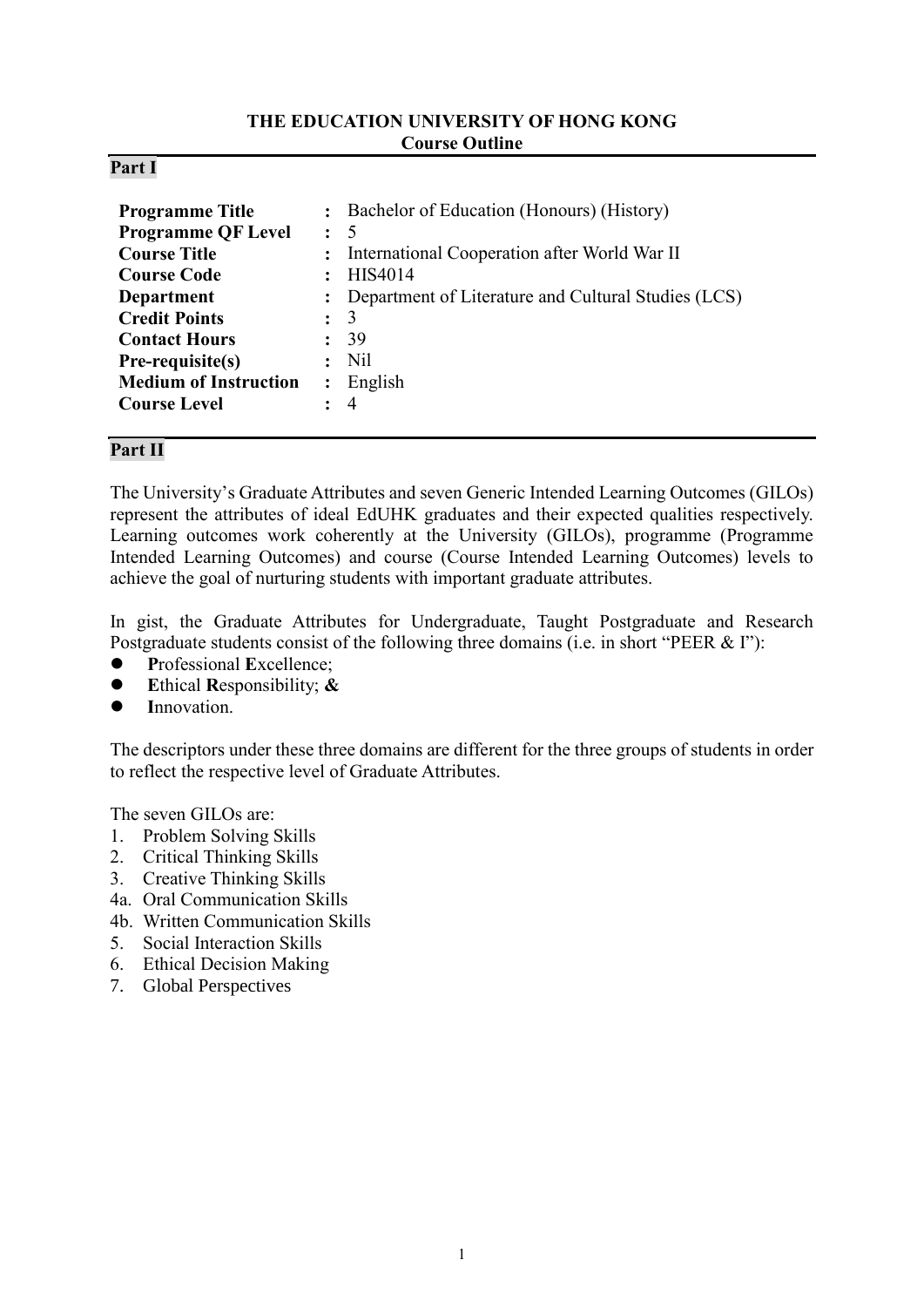**THE EDUCATION UNIVERSITY OF HONG KONG**
**Course Outline**

## Part I

| | | |
|---|---|---|
| **Programme Title** | : | Bachelor of Education (Honours) (History) |
| **Programme QF Level** | : | 5 |
| **Course Title** | : | International Cooperation after World War II |
| **Course Code** | : | HIS4014 |
| **Department** | : | Department of Literature and Cultural Studies (LCS) |
| **Credit Points** | : | 3 |
| **Contact Hours** | : | 39 |
| **Pre-requisite(s)** | : | Nil |
| **Medium of Instruction** | : | English |
| **Course Level** | : | 4 |

## Part II

The University's Graduate Attributes and seven Generic Intended Learning Outcomes (GILOs) represent the attributes of ideal EdUHK graduates and their expected qualities respectively. Learning outcomes work coherently at the University (GILOs), programme (Programme Intended Learning Outcomes) and course (Course Intended Learning Outcomes) levels to achieve the goal of nurturing students with important graduate attributes.

In gist, the Graduate Attributes for Undergraduate, Taught Postgraduate and Research Postgraduate students consist of the following three domains (i.e. in short "PEER & I"):

- **P**rofessional **E**xcellence;
- **E**thical **R**esponsibility; **&**
- **I**nnovation.

The descriptors under these three domains are different for the three groups of students in order to reflect the respective level of Graduate Attributes.

The seven GILOs are:

1. Problem Solving Skills
2. Critical Thinking Skills
3. Creative Thinking Skills

4a. Oral Communication Skills

4b. Written Communication Skills

5. Social Interaction Skills
6. Ethical Decision Making
7. Global Perspectives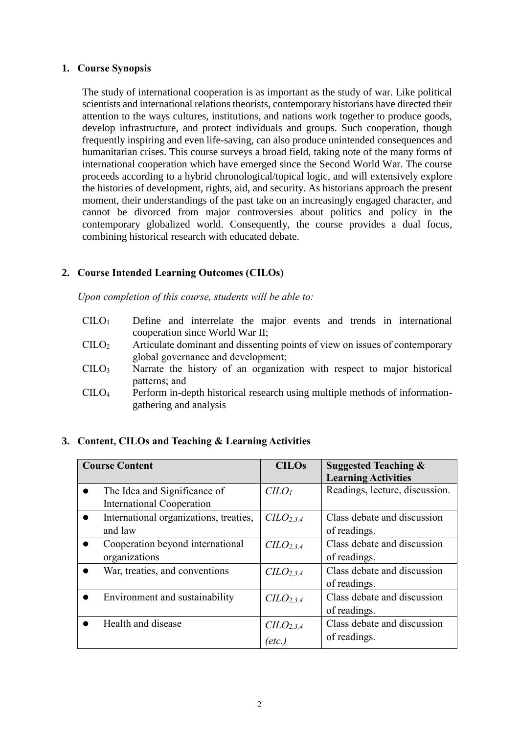## 1. Course Synopsis

The study of international cooperation is as important as the study of war. Like political scientists and international relations theorists, contemporary historians have directed their attention to the ways cultures, institutions, and nations work together to produce goods, develop infrastructure, and protect individuals and groups. Such cooperation, though frequently inspiring and even life-saving, can also produce unintended consequences and humanitarian crises. This course surveys a broad field, taking note of the many forms of international cooperation which have emerged since the Second World War. The course proceeds according to a hybrid chronological/topical logic, and will extensively explore the histories of development, rights, aid, and security. As historians approach the present moment, their understandings of the past take on an increasingly engaged character, and cannot be divorced from major controversies about politics and policy in the contemporary globalized world. Consequently, the course provides a dual focus, combining historical research with educated debate.

## 2. Course Intended Learning Outcomes (CILOs)

*Upon completion of this course, students will be able to:*

- $CILO_1$ Define and interrelate the major events and trends in international cooperation since World War II;
- $CILO_2$ Articulate dominant and dissenting points of view on issues of contemporary global governance and development;
- $CILO_3$ Narrate the history of an organization with respect to major historical patterns; and
- $CILO_4$ Perform in-depth historical research using multiple methods of information-gathering and analysis

## 3. Content, CILOs and Teaching & Learning Activities

| Course Content | CILOs | Suggested Teaching & Learning Activities |
|---|---|---|
| • The Idea and Significance of International Cooperation | $CILO_1$ | Readings, lecture, discussion. |
| • International organizations, treaties, and law | $CILO_{2,3,4}$ | Class debate and discussion of readings. |
| • Cooperation beyond international organizations | $CILO_{2,3,4}$ | Class debate and discussion of readings. |
| • War, treaties, and conventions | $CILO_{2,3,4}$ | Class debate and discussion of readings. |
| • Environment and sustainability | $CILO_{2,3,4}$ | Class debate and discussion of readings. |
| • Health and disease | $CILO_{2,3,4}$ *(etc.)* | Class debate and discussion of readings. |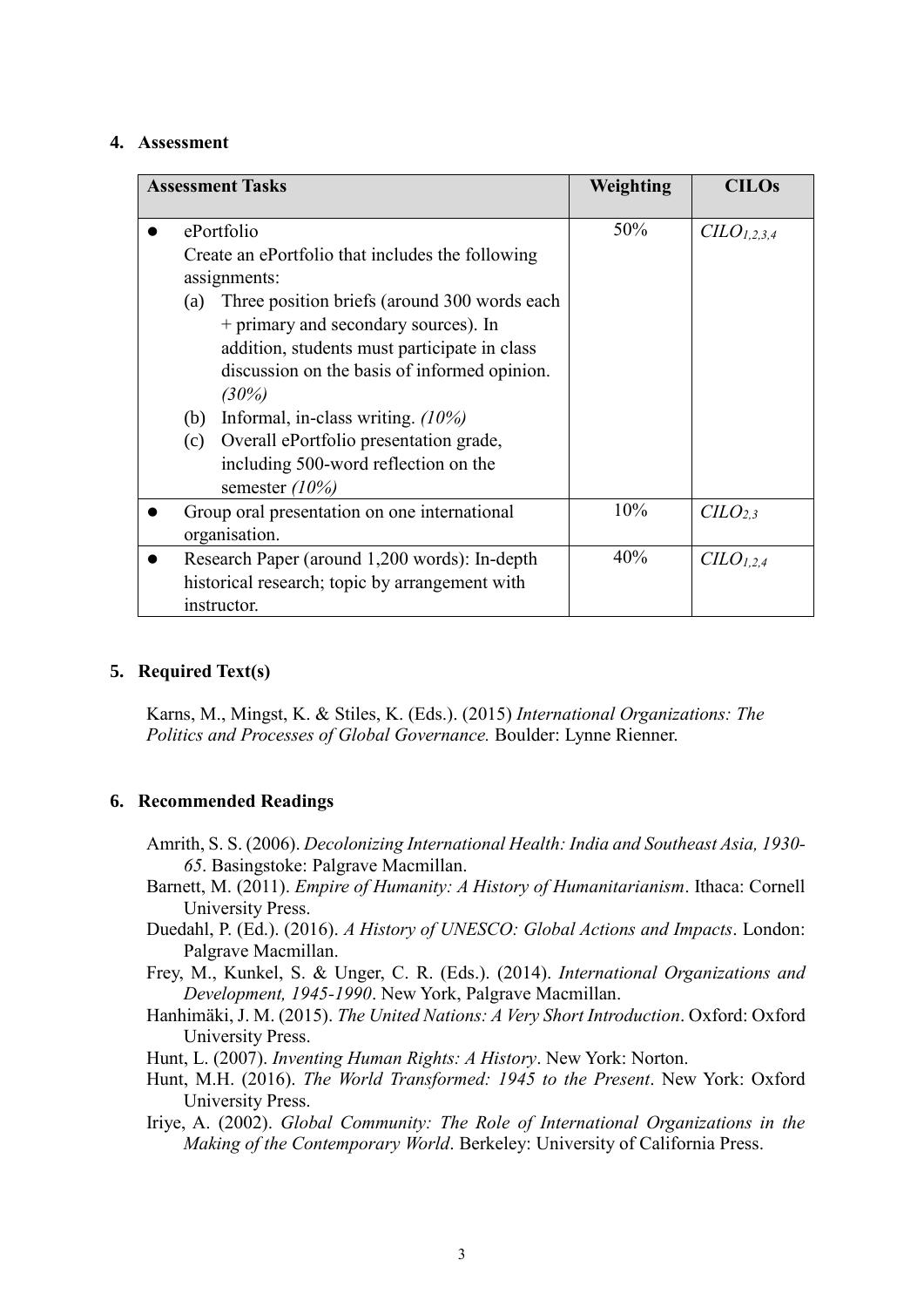## 4. Assessment

| Assessment Tasks | Weighting | CILOs |
|---|---|---|
| • ePortfolio<br>Create an ePortfolio that includes the following assignments:<br>(a) Three position briefs (around 300 words each + primary and secondary sources). In addition, students must participate in class discussion on the basis of informed opinion. *(30%)*<br>(b) Informal, in-class writing. *(10%)*<br>(c) Overall ePortfolio presentation grade, including 500-word reflection on the semester *(10%)* | 50% | $CILO_{1,2,3,4}$ |
| • Group oral presentation on one international organisation. | 10% | $CILO_{2,3}$ |
| • Research Paper (around 1,200 words): In-depth historical research; topic by arrangement with instructor. | 40% | $CILO_{1,2,4}$ |

## 5. Required Text(s)

Karns, M., Mingst, K. & Stiles, K. (Eds.). (2015) *International Organizations: The Politics and Processes of Global Governance.* Boulder: Lynne Rienner.

## 6. Recommended Readings

Amrith, S. S. (2006). *Decolonizing International Health: India and Southeast Asia, 1930-65*. Basingstoke: Palgrave Macmillan.

Barnett, M. (2011). *Empire of Humanity: A History of Humanitarianism*. Ithaca: Cornell University Press.

Duedahl, P. (Ed.). (2016). *A History of UNESCO: Global Actions and Impacts*. London: Palgrave Macmillan.

Frey, M., Kunkel, S. & Unger, C. R. (Eds.). (2014). *International Organizations and Development, 1945-1990*. New York, Palgrave Macmillan.

Hanhimäki, J. M. (2015). *The United Nations: A Very Short Introduction*. Oxford: Oxford University Press.

Hunt, L. (2007). *Inventing Human Rights: A History*. New York: Norton.

Hunt, M.H. (2016). *The World Transformed: 1945 to the Present*. New York: Oxford University Press.

Iriye, A. (2002). *Global Community: The Role of International Organizations in the Making of the Contemporary World*. Berkeley: University of California Press.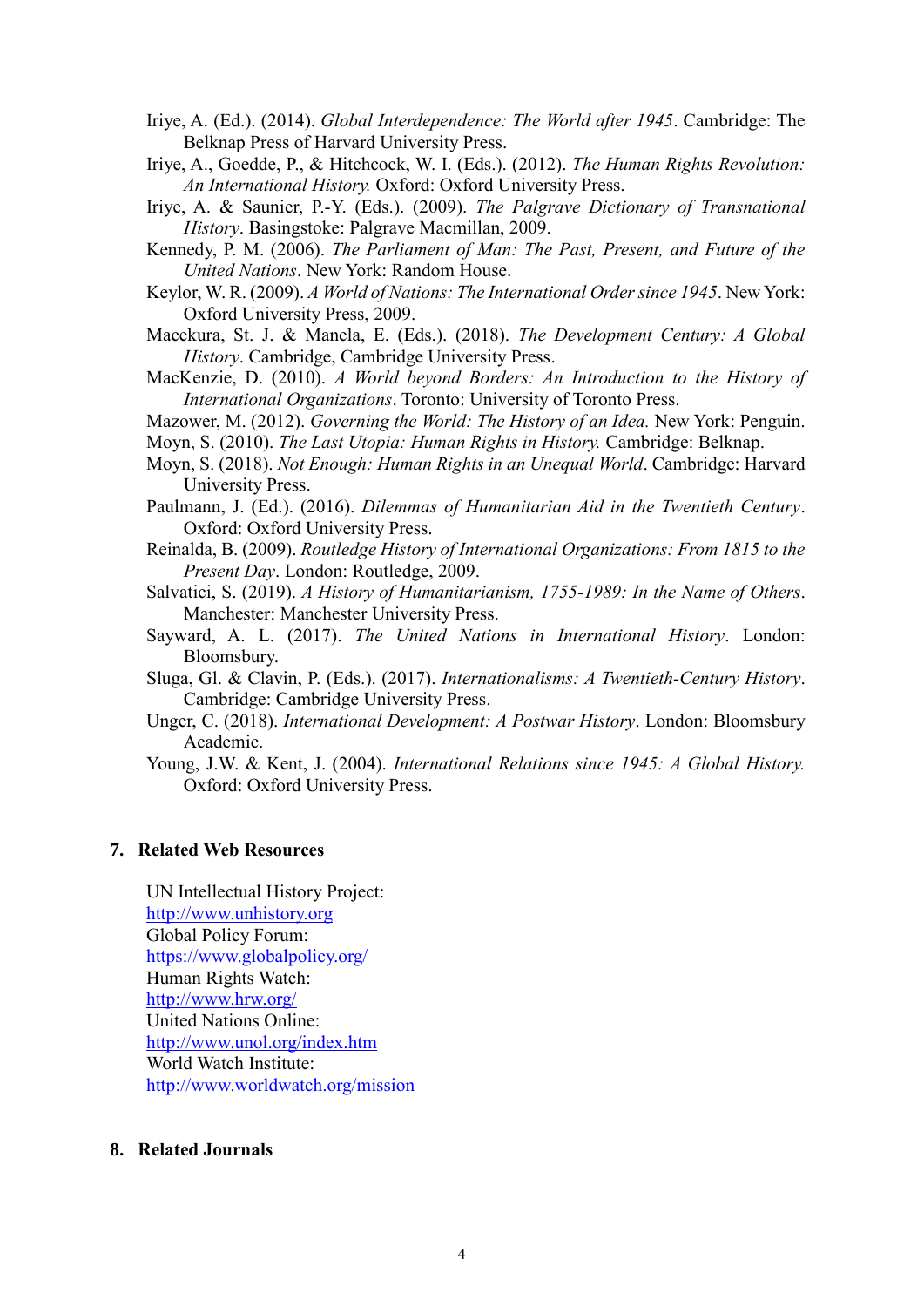Iriye, A. (Ed.). (2014). *Global Interdependence: The World after 1945*. Cambridge: The Belknap Press of Harvard University Press.

Iriye, A., Goedde, P., & Hitchcock, W. I. (Eds.). (2012). *The Human Rights Revolution: An International History.* Oxford: Oxford University Press.

Iriye, A. & Saunier, P.-Y. (Eds.). (2009). *The Palgrave Dictionary of Transnational History*. Basingstoke: Palgrave Macmillan, 2009.

Kennedy, P. M. (2006). *The Parliament of Man: The Past, Present, and Future of the United Nations*. New York: Random House.

Keylor, W. R. (2009). *A World of Nations: The International Order since 1945*. New York: Oxford University Press, 2009.

Macekura, St. J. & Manela, E. (Eds.). (2018). *The Development Century: A Global History*. Cambridge, Cambridge University Press.

MacKenzie, D. (2010). *A World beyond Borders: An Introduction to the History of International Organizations*. Toronto: University of Toronto Press.

Mazower, M. (2012). *Governing the World: The History of an Idea.* New York: Penguin.

Moyn, S. (2010). *The Last Utopia: Human Rights in History.* Cambridge: Belknap.

Moyn, S. (2018). *Not Enough: Human Rights in an Unequal World*. Cambridge: Harvard University Press.

Paulmann, J. (Ed.). (2016). *Dilemmas of Humanitarian Aid in the Twentieth Century*. Oxford: Oxford University Press.

Reinalda, B. (2009). *Routledge History of International Organizations: From 1815 to the Present Day*. London: Routledge, 2009.

Salvatici, S. (2019). *A History of Humanitarianism, 1755-1989: In the Name of Others*. Manchester: Manchester University Press.

Sayward, A. L. (2017). *The United Nations in International History*. London: Bloomsbury.

Sluga, Gl. & Clavin, P. (Eds.). (2017). *Internationalisms: A Twentieth-Century History*. Cambridge: Cambridge University Press.

Unger, C. (2018). *International Development: A Postwar History*. London: Bloomsbury Academic.

Young, J.W. & Kent, J. (2004). *International Relations since 1945: A Global History.* Oxford: Oxford University Press.

## 7. Related Web Resources

UN Intellectual History Project:
http://www.unhistory.org
Global Policy Forum:
https://www.globalpolicy.org/
Human Rights Watch:
http://www.hrw.org/
United Nations Online:
http://www.unol.org/index.htm
World Watch Institute:
http://www.worldwatch.org/mission

## 8. Related Journals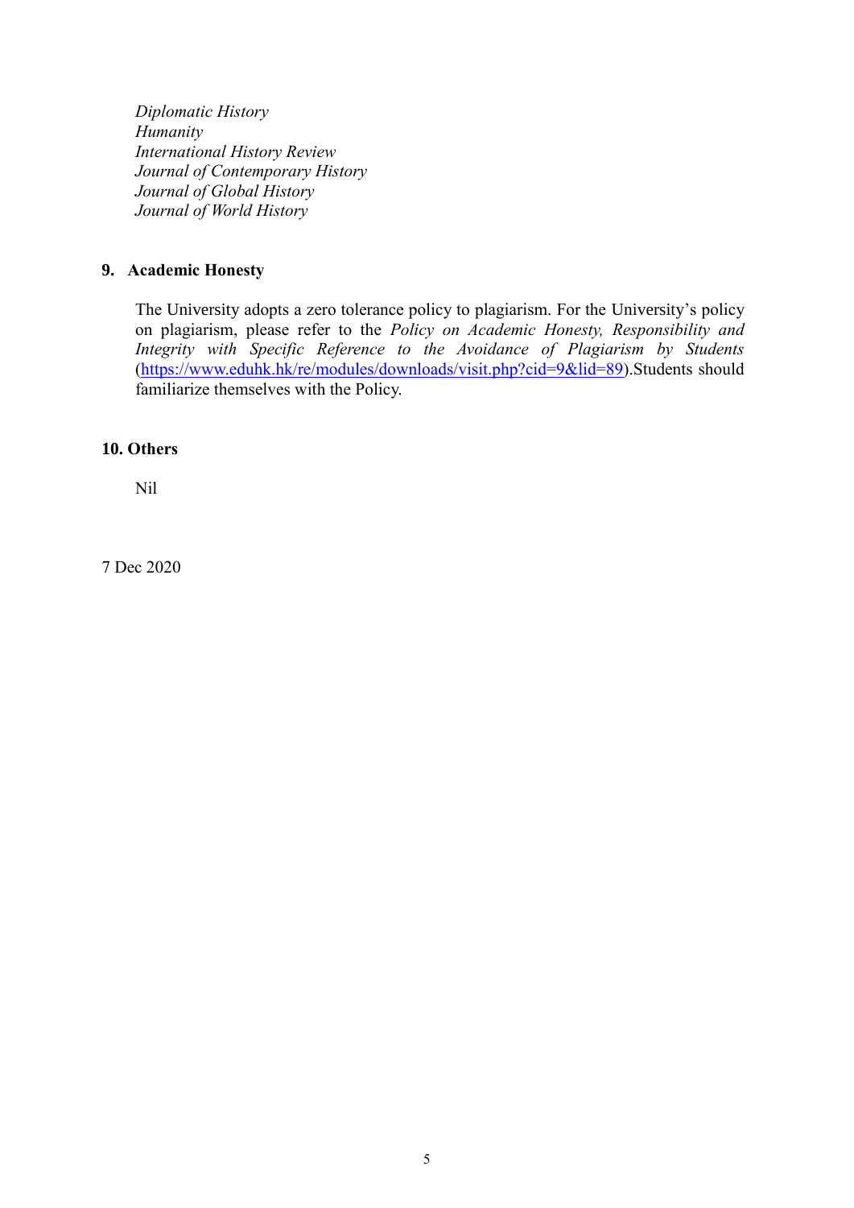*Diplomatic History*
*Humanity*
*International History Review*
*Journal of Contemporary History*
*Journal of Global History*
*Journal of World History*

## 9. Academic Honesty

The University adopts a zero tolerance policy to plagiarism. For the University's policy on plagiarism, please refer to the *Policy on Academic Honesty, Responsibility and Integrity with Specific Reference to the Avoidance of Plagiarism by Students* (https://www.eduhk.hk/re/modules/downloads/visit.php?cid=9&lid=89).Students should familiarize themselves with the Policy.

## 10. Others

Nil

7 Dec 2020